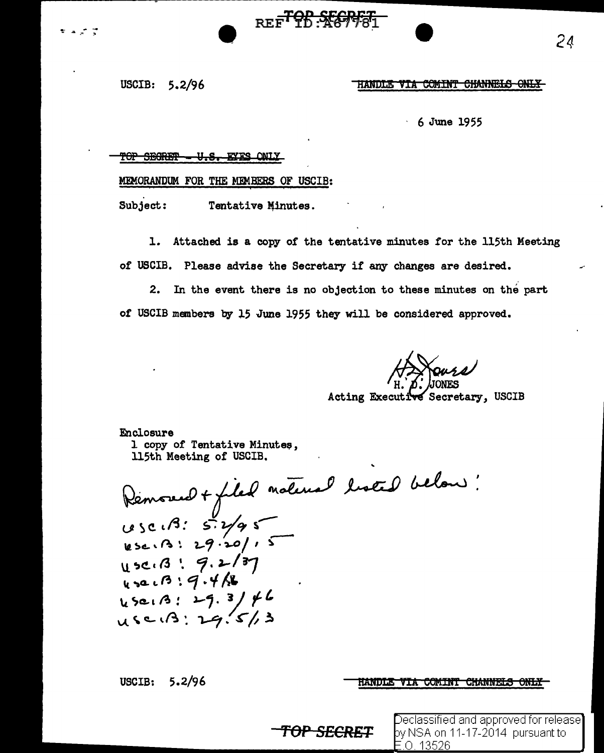REF ID:A67781

TOP SECRET

USCIB: 5.2/96

~~HANDLE VIA COMINT CHANNELS ONLY~~

6 June 1955

~~TOP SECRET - U.S. EYES ONLY~~

MEMORANDUM FOR THE MEMBERS OF USCIB:

Subject: Tentative Minutes.

1. Attached is a copy of the tentative minutes for the 115th Meeting of USCIB. Please advise the Secretary if any changes are desired.

2. In the event there is no objection to these minutes on the part of USCIB members by 15 June 1955 they will be considered approved.

H. D. JONES
Acting Executive Secretary, USCIB

Enclosure
1 copy of Tentative Minutes,
115th Meeting of USCIB.

Removed + filed material listed below:

USCIB: 5.2/95
USCIB: 29.20/15
USCIB: 9.2/37
USCIB: 9.4/16
USCIB: 29.3/46
USCIB: 29.5/13

USCIB: 5.2/96

~~HANDLE VIA COMINT CHANNELS ONLY~~

~~TOP SECRET~~

Declassified and approved for release by NSA on 11-17-2014 pursuant to E.O. 13526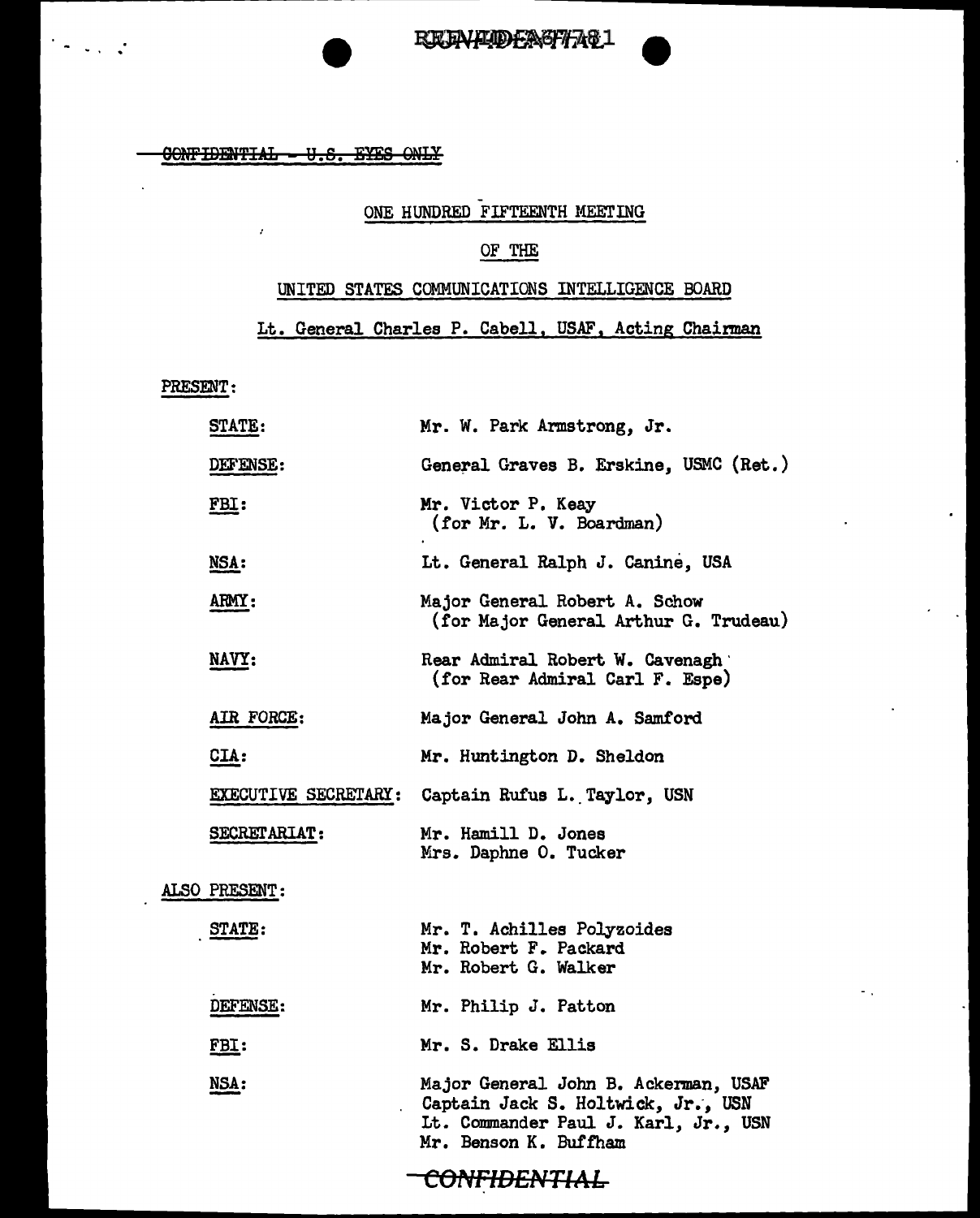~~CONFIDENTIAL - U.S. EYES ONLY~~

ONE HUNDRED FIFTEENTH MEETING

OF THE

UNITED STATES COMMUNICATIONS INTELLIGENCE BOARD

Lt. General Charles P. Cabell, USAF, Acting Chairman

PRESENT:

| | |
|---|---|
| STATE: | Mr. W. Park Armstrong, Jr. |
| DEFENSE: | General Graves B. Erskine, USMC (Ret.) |
| FBI: | Mr. Victor P. Keay (for Mr. L. V. Boardman) |
| NSA: | Lt. General Ralph J. Canine, USA |
| ARMY: | Major General Robert A. Schow (for Major General Arthur G. Trudeau) |
| NAVY: | Rear Admiral Robert W. Cavenagh (for Rear Admiral Carl F. Espe) |
| AIR FORCE: | Major General John A. Samford |
| CIA: | Mr. Huntington D. Sheldon |
| EXECUTIVE SECRETARY: | Captain Rufus L. Taylor, USN |
| SECRETARIAT: | Mr. Hamill D. Jones<br>Mrs. Daphne O. Tucker |

ALSO PRESENT:

| | |
|---|---|
| STATE: | Mr. T. Achilles Polyzoides<br>Mr. Robert F. Packard<br>Mr. Robert G. Walker |
| DEFENSE: | Mr. Philip J. Patton |
| FBI: | Mr. S. Drake Ellis |
| NSA: | Major General John B. Ackerman, USAF<br>Captain Jack S. Holtwick, Jr., USN<br>Lt. Commander Paul J. Karl, Jr., USN<br>Mr. Benson K. Buffham |

~~CONFIDENTIAL~~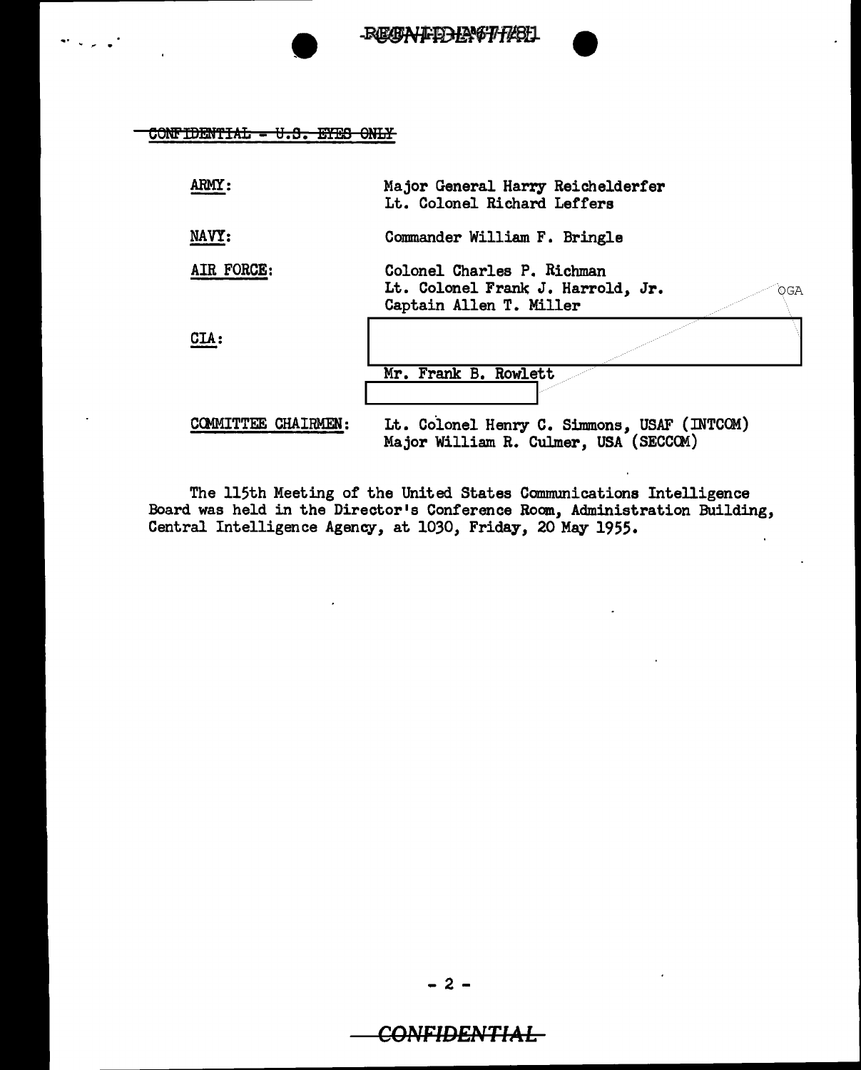~~CONFIDENTIAL - U.S. EYES ONLY~~

| | |
|---|---|
| ARMY: | Major General Harry Reichelderfer<br>Lt. Colonel Richard Leffers |
| NAVY: | Commander William F. Bringle |
| AIR FORCE: | Colonel Charles P. Richman<br>Lt. Colonel Frank J. Harrold, Jr.<br>Captain Allen T. Miller |
| CIA: | <br>Mr. Frank B. Rowlett |
| COMMITTEE CHAIRMEN: | Lt. Colonel Henry C. Simmons, USAF (INTCOM)<br>Major William R. Culmer, USA (SECCOM) |

OGA

The 115th Meeting of the United States Communications Intelligence Board was held in the Director's Conference Room, Administration Building, Central Intelligence Agency, at 1030, Friday, 20 May 1955.

- 2 -

CONFIDENTIAL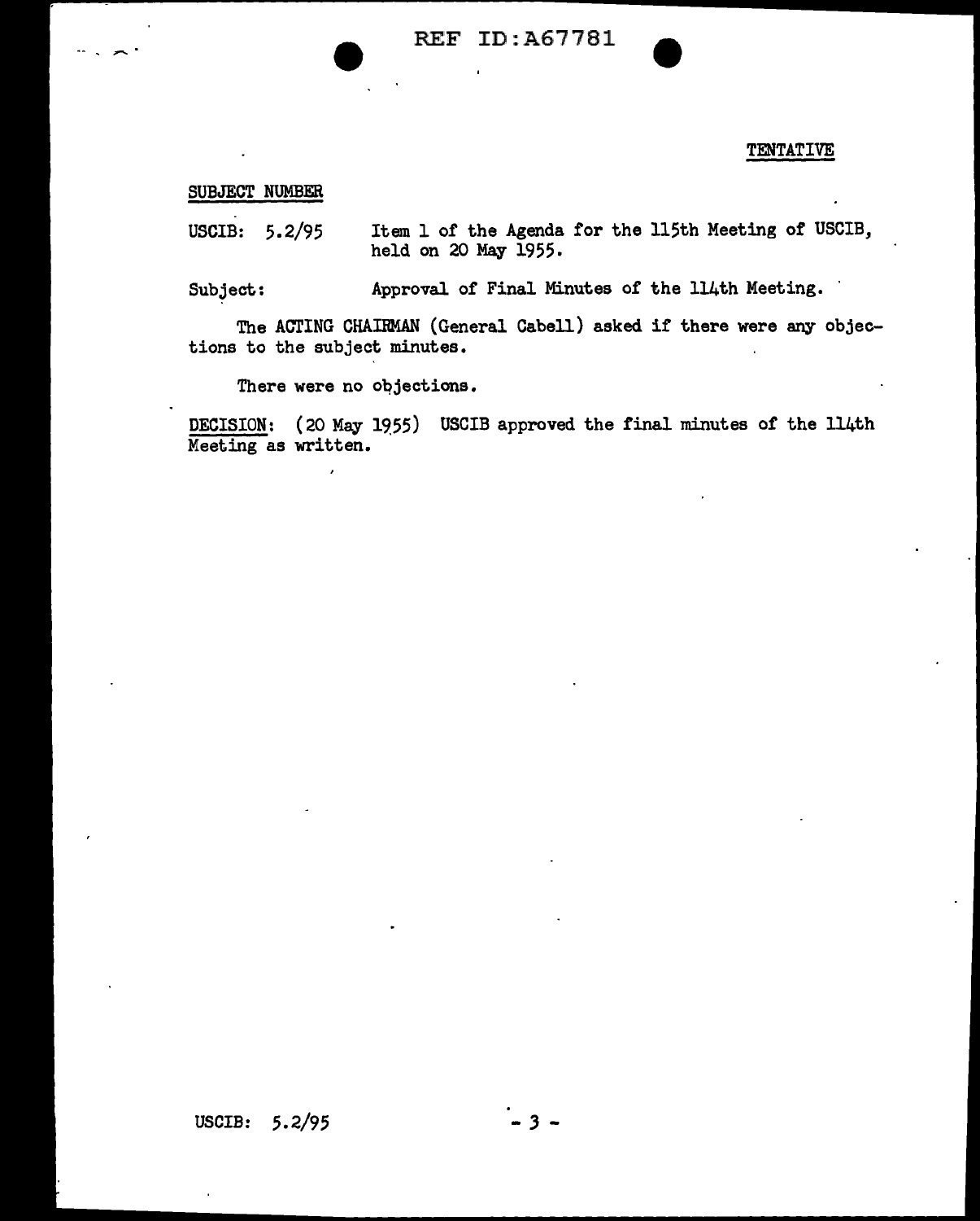REF ID:A67781

TENTATIVE

SUBJECT NUMBER

USCIB: 5.2/95 Item 1 of the Agenda for the 115th Meeting of USCIB, held on 20 May 1955.

Subject: Approval of Final Minutes of the 114th Meeting.

The ACTING CHAIRMAN (General Cabell) asked if there were any objections to the subject minutes.

There were no objections.

DECISION: (20 May 1955) USCIB approved the final minutes of the 114th Meeting as written.

USCIB: 5.2/95